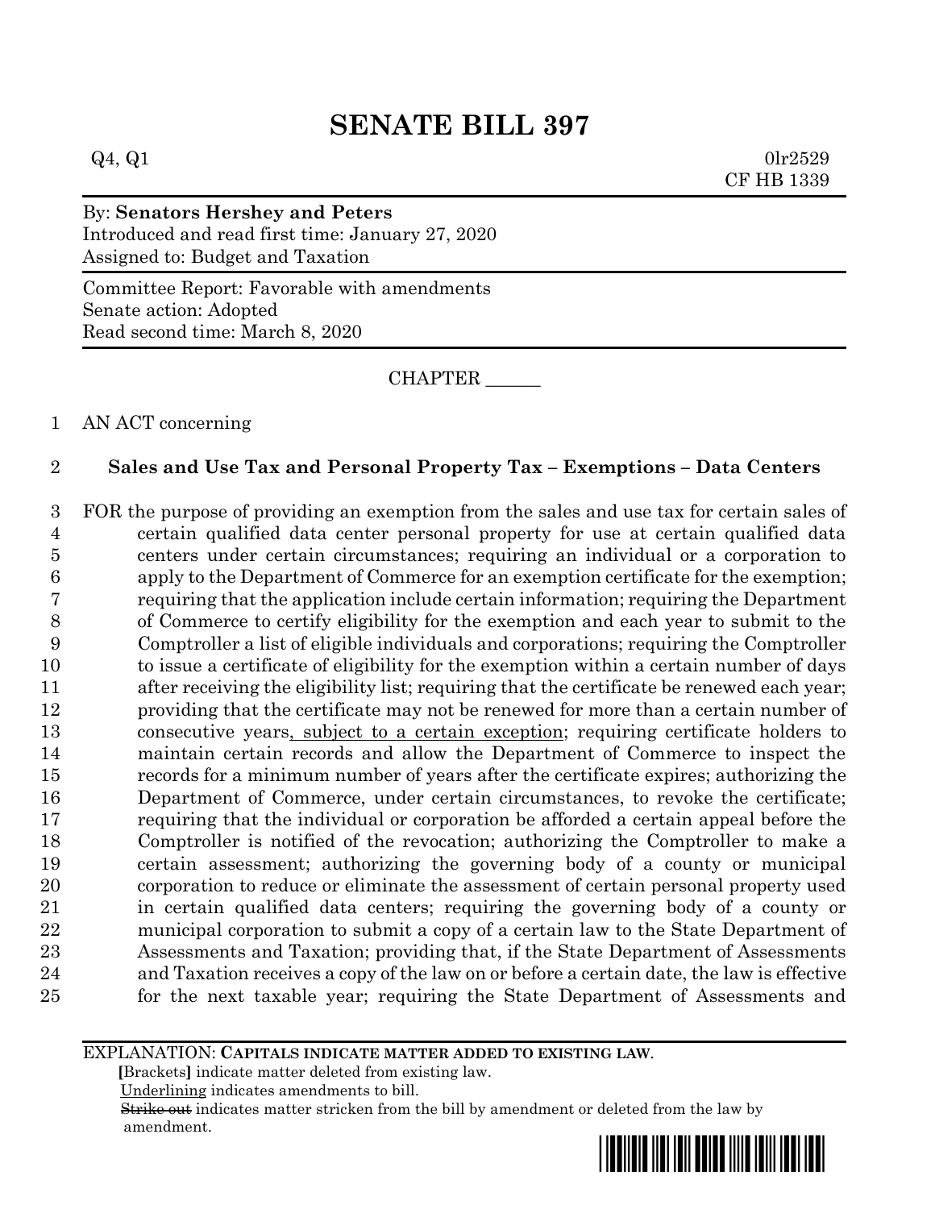# SENATE BILL 397

Q4, Q1 0lr2529
CF HB 1339

By: **Senators Hershey and Peters**
Introduced and read first time: January 27, 2020
Assigned to: Budget and Taxation

Committee Report: Favorable with amendments
Senate action: Adopted
Read second time: March 8, 2020

CHAPTER ______

1 AN ACT concerning

2 **Sales and Use Tax and Personal Property Tax – Exemptions – Data Centers**

3 FOR the purpose of providing an exemption from the sales and use tax for certain sales of
4 certain qualified data center personal property for use at certain qualified data
5 centers under certain circumstances; requiring an individual or a corporation to
6 apply to the Department of Commerce for an exemption certificate for the exemption;
7 requiring that the application include certain information; requiring the Department
8 of Commerce to certify eligibility for the exemption and each year to submit to the
9 Comptroller a list of eligible individuals and corporations; requiring the Comptroller
10 to issue a certificate of eligibility for the exemption within a certain number of days
11 after receiving the eligibility list; requiring that the certificate be renewed each year;
12 providing that the certificate may not be renewed for more than a certain number of
13 consecutive years, subject to a certain exception; requiring certificate holders to
14 maintain certain records and allow the Department of Commerce to inspect the
15 records for a minimum number of years after the certificate expires; authorizing the
16 Department of Commerce, under certain circumstances, to revoke the certificate;
17 requiring that the individual or corporation be afforded a certain appeal before the
18 Comptroller is notified of the revocation; authorizing the Comptroller to make a
19 certain assessment; authorizing the governing body of a county or municipal
20 corporation to reduce or eliminate the assessment of certain personal property used
21 in certain qualified data centers; requiring the governing body of a county or
22 municipal corporation to submit a copy of a certain law to the State Department of
23 Assessments and Taxation; providing that, if the State Department of Assessments
24 and Taxation receives a copy of the law on or before a certain date, the law is effective
25 for the next taxable year; requiring the State Department of Assessments and

EXPLANATION: **CAPITALS INDICATE MATTER ADDED TO EXISTING LAW.**
**[**Brackets**]** indicate matter deleted from existing law.
Underlining indicates amendments to bill.
~~Strike out~~ indicates matter stricken from the bill by amendment or deleted from the law by amendment.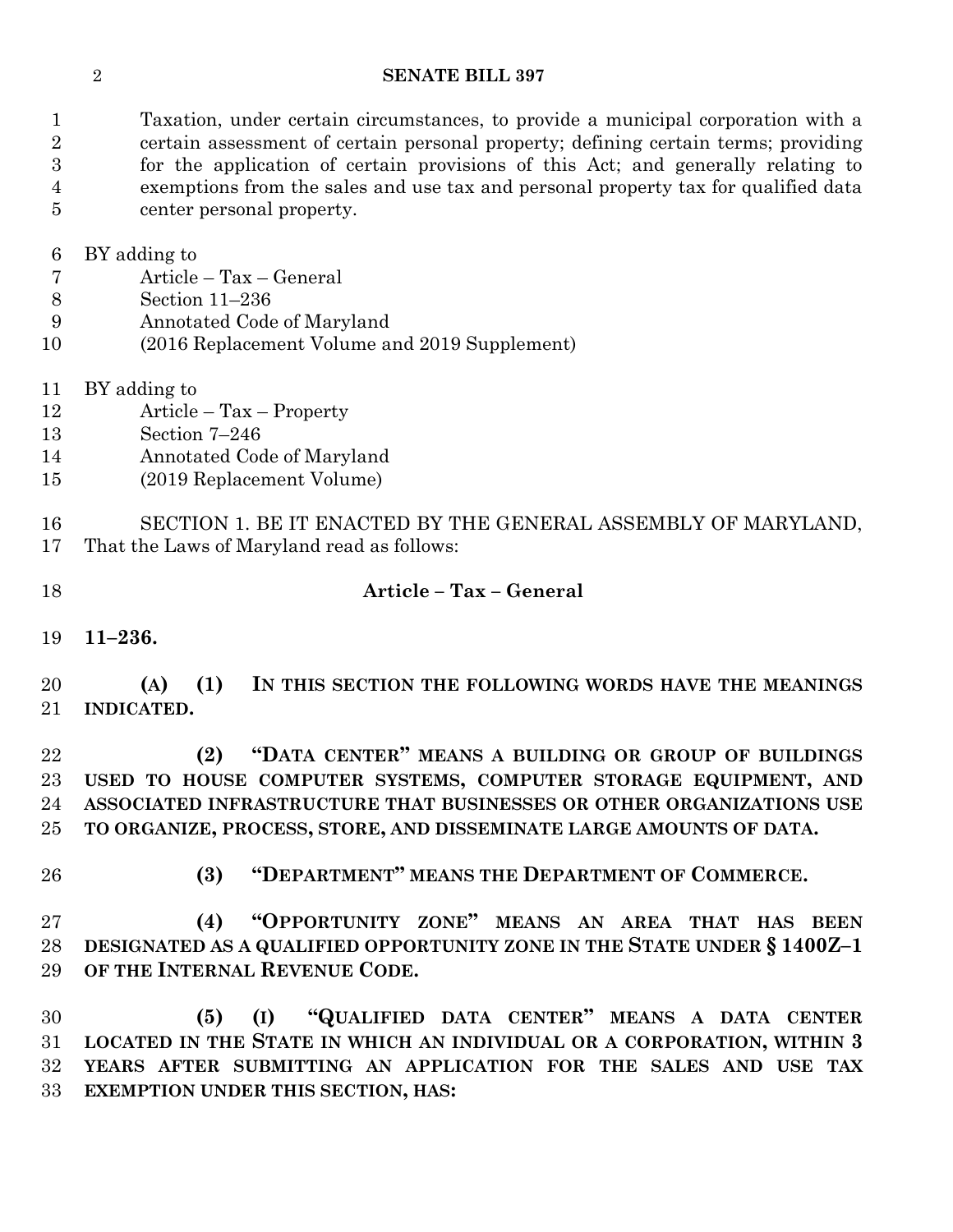Taxation, under certain circumstances, to provide a municipal corporation with a certain assessment of certain personal property; defining certain terms; providing for the application of certain provisions of this Act; and generally relating to exemptions from the sales and use tax and personal property tax for qualified data center personal property.

BY adding to
Article – Tax – General
Section 11–236
Annotated Code of Maryland
(2016 Replacement Volume and 2019 Supplement)

BY adding to
Article – Tax – Property
Section 7–246
Annotated Code of Maryland
(2019 Replacement Volume)

SECTION 1. BE IT ENACTED BY THE GENERAL ASSEMBLY OF MARYLAND, That the Laws of Maryland read as follows:

## Article – Tax – General

**11–236.**

**(A) (1) IN THIS SECTION THE FOLLOWING WORDS HAVE THE MEANINGS INDICATED.**

**(2) "DATA CENTER" MEANS A BUILDING OR GROUP OF BUILDINGS USED TO HOUSE COMPUTER SYSTEMS, COMPUTER STORAGE EQUIPMENT, AND ASSOCIATED INFRASTRUCTURE THAT BUSINESSES OR OTHER ORGANIZATIONS USE TO ORGANIZE, PROCESS, STORE, AND DISSEMINATE LARGE AMOUNTS OF DATA.**

**(3) "DEPARTMENT" MEANS THE DEPARTMENT OF COMMERCE.**

**(4) "OPPORTUNITY ZONE" MEANS AN AREA THAT HAS BEEN DESIGNATED AS A QUALIFIED OPPORTUNITY ZONE IN THE STATE UNDER § 1400Z–1 OF THE INTERNAL REVENUE CODE.**

**(5) (I) "QUALIFIED DATA CENTER" MEANS A DATA CENTER LOCATED IN THE STATE IN WHICH AN INDIVIDUAL OR A CORPORATION, WITHIN 3 YEARS AFTER SUBMITTING AN APPLICATION FOR THE SALES AND USE TAX EXEMPTION UNDER THIS SECTION, HAS:**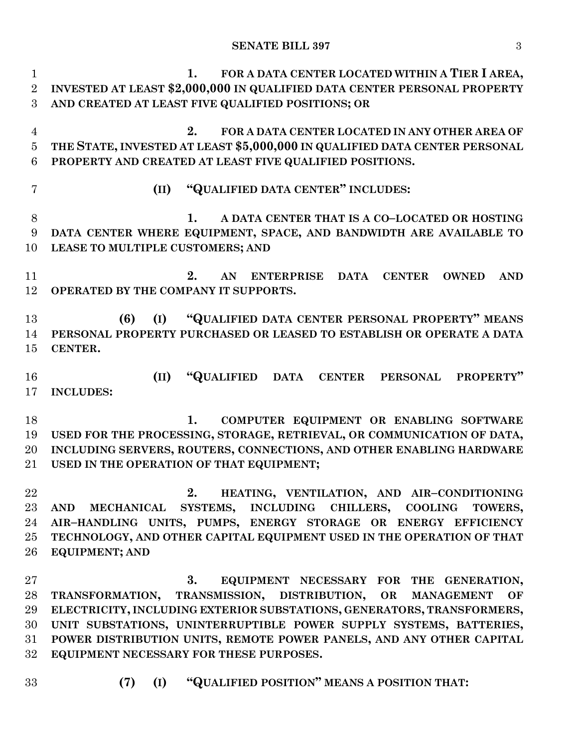1. FOR A DATA CENTER LOCATED WITHIN A TIER I AREA, INVESTED AT LEAST $2,000,000 IN QUALIFIED DATA CENTER PERSONAL PROPERTY AND CREATED AT LEAST FIVE QUALIFIED POSITIONS; OR

2. FOR A DATA CENTER LOCATED IN ANY OTHER AREA OF THE STATE, INVESTED AT LEAST $5,000,000 IN QUALIFIED DATA CENTER PERSONAL PROPERTY AND CREATED AT LEAST FIVE QUALIFIED POSITIONS.

(II) "QUALIFIED DATA CENTER" INCLUDES:

1. A DATA CENTER THAT IS A CO–LOCATED OR HOSTING DATA CENTER WHERE EQUIPMENT, SPACE, AND BANDWIDTH ARE AVAILABLE TO LEASE TO MULTIPLE CUSTOMERS; AND

2. AN ENTERPRISE DATA CENTER OWNED AND OPERATED BY THE COMPANY IT SUPPORTS.

(6) (I) "QUALIFIED DATA CENTER PERSONAL PROPERTY" MEANS PERSONAL PROPERTY PURCHASED OR LEASED TO ESTABLISH OR OPERATE A DATA CENTER.

(II) "QUALIFIED DATA CENTER PERSONAL PROPERTY" INCLUDES:

1. COMPUTER EQUIPMENT OR ENABLING SOFTWARE USED FOR THE PROCESSING, STORAGE, RETRIEVAL, OR COMMUNICATION OF DATA, INCLUDING SERVERS, ROUTERS, CONNECTIONS, AND OTHER ENABLING HARDWARE USED IN THE OPERATION OF THAT EQUIPMENT;

2. HEATING, VENTILATION, AND AIR–CONDITIONING AND MECHANICAL SYSTEMS, INCLUDING CHILLERS, COOLING TOWERS, AIR–HANDLING UNITS, PUMPS, ENERGY STORAGE OR ENERGY EFFICIENCY TECHNOLOGY, AND OTHER CAPITAL EQUIPMENT USED IN THE OPERATION OF THAT EQUIPMENT; AND

3. EQUIPMENT NECESSARY FOR THE GENERATION, TRANSFORMATION, TRANSMISSION, DISTRIBUTION, OR MANAGEMENT OF ELECTRICITY, INCLUDING EXTERIOR SUBSTATIONS, GENERATORS, TRANSFORMERS, UNIT SUBSTATIONS, UNINTERRUPTIBLE POWER SUPPLY SYSTEMS, BATTERIES, POWER DISTRIBUTION UNITS, REMOTE POWER PANELS, AND ANY OTHER CAPITAL EQUIPMENT NECESSARY FOR THESE PURPOSES.

(7) (I) "QUALIFIED POSITION" MEANS A POSITION THAT: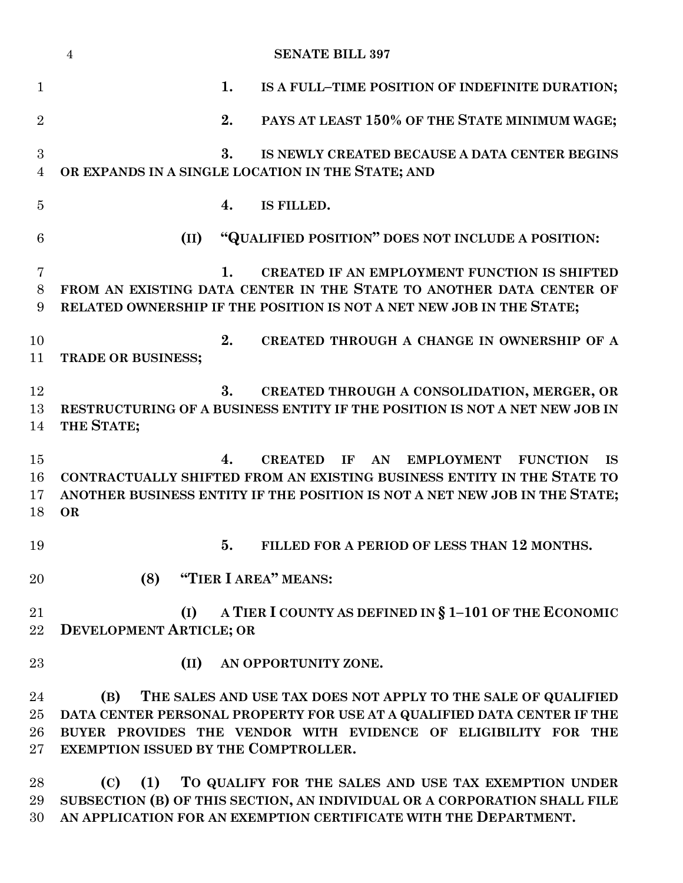**1. IS A FULL–TIME POSITION OF INDEFINITE DURATION;**

**2. PAYS AT LEAST 150% OF THE STATE MINIMUM WAGE;**

**3. IS NEWLY CREATED BECAUSE A DATA CENTER BEGINS OR EXPANDS IN A SINGLE LOCATION IN THE STATE; AND**

**4. IS FILLED.**

**(II) "QUALIFIED POSITION" DOES NOT INCLUDE A POSITION:**

**1. CREATED IF AN EMPLOYMENT FUNCTION IS SHIFTED FROM AN EXISTING DATA CENTER IN THE STATE TO ANOTHER DATA CENTER OF RELATED OWNERSHIP IF THE POSITION IS NOT A NET NEW JOB IN THE STATE;**

**2. CREATED THROUGH A CHANGE IN OWNERSHIP OF A TRADE OR BUSINESS;**

**3. CREATED THROUGH A CONSOLIDATION, MERGER, OR RESTRUCTURING OF A BUSINESS ENTITY IF THE POSITION IS NOT A NET NEW JOB IN THE STATE;**

**4. CREATED IF AN EMPLOYMENT FUNCTION IS CONTRACTUALLY SHIFTED FROM AN EXISTING BUSINESS ENTITY IN THE STATE TO ANOTHER BUSINESS ENTITY IF THE POSITION IS NOT A NET NEW JOB IN THE STATE; OR**

**5. FILLED FOR A PERIOD OF LESS THAN 12 MONTHS.**

**(8) "TIER I AREA" MEANS:**

**(I) A TIER I COUNTY AS DEFINED IN § 1–101 OF THE ECONOMIC DEVELOPMENT ARTICLE; OR**

**(II) AN OPPORTUNITY ZONE.**

**(B) THE SALES AND USE TAX DOES NOT APPLY TO THE SALE OF QUALIFIED DATA CENTER PERSONAL PROPERTY FOR USE AT A QUALIFIED DATA CENTER IF THE BUYER PROVIDES THE VENDOR WITH EVIDENCE OF ELIGIBILITY FOR THE EXEMPTION ISSUED BY THE COMPTROLLER.**

**(C) (1) TO QUALIFY FOR THE SALES AND USE TAX EXEMPTION UNDER SUBSECTION (B) OF THIS SECTION, AN INDIVIDUAL OR A CORPORATION SHALL FILE AN APPLICATION FOR AN EXEMPTION CERTIFICATE WITH THE DEPARTMENT.**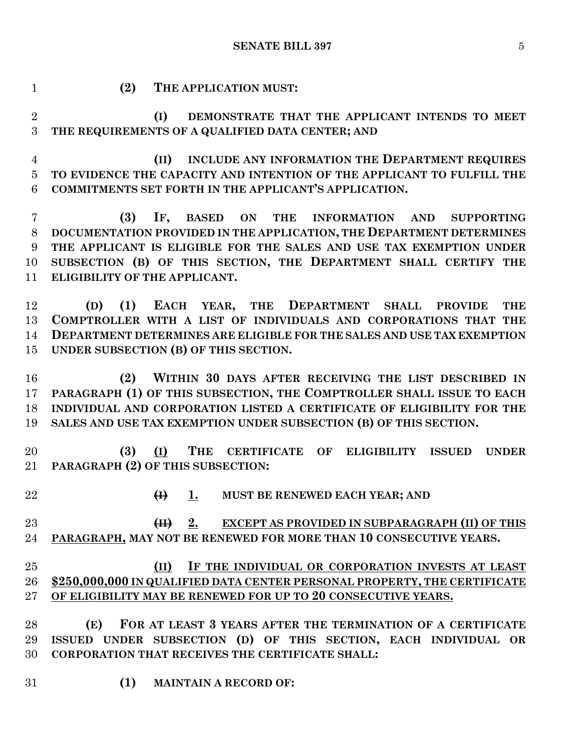(2) **THE APPLICATION MUST:**

**(I) DEMONSTRATE THAT THE APPLICANT INTENDS TO MEET THE REQUIREMENTS OF A QUALIFIED DATA CENTER; AND**

**(II) INCLUDE ANY INFORMATION THE DEPARTMENT REQUIRES TO EVIDENCE THE CAPACITY AND INTENTION OF THE APPLICANT TO FULFILL THE COMMITMENTS SET FORTH IN THE APPLICANT'S APPLICATION.**

**(3) IF, BASED ON THE INFORMATION AND SUPPORTING DOCUMENTATION PROVIDED IN THE APPLICATION, THE DEPARTMENT DETERMINES THE APPLICANT IS ELIGIBLE FOR THE SALES AND USE TAX EXEMPTION UNDER SUBSECTION (B) OF THIS SECTION, THE DEPARTMENT SHALL CERTIFY THE ELIGIBILITY OF THE APPLICANT.**

**(D) (1) EACH YEAR, THE DEPARTMENT SHALL PROVIDE THE COMPTROLLER WITH A LIST OF INDIVIDUALS AND CORPORATIONS THAT THE DEPARTMENT DETERMINES ARE ELIGIBLE FOR THE SALES AND USE TAX EXEMPTION UNDER SUBSECTION (B) OF THIS SECTION.**

**(2) WITHIN 30 DAYS AFTER RECEIVING THE LIST DESCRIBED IN PARAGRAPH (1) OF THIS SUBSECTION, THE COMPTROLLER SHALL ISSUE TO EACH INDIVIDUAL AND CORPORATION LISTED A CERTIFICATE OF ELIGIBILITY FOR THE SALES AND USE TAX EXEMPTION UNDER SUBSECTION (B) OF THIS SECTION.**

**(3)** <u>**(I)**</u> **THE CERTIFICATE OF ELIGIBILITY ISSUED UNDER PARAGRAPH (2) OF THIS SUBSECTION:**

~~**(I)**~~ <u>**1.**</u> **MUST BE RENEWED EACH YEAR; AND**

~~**(II)**~~ <u>**2.**</u> <u>**EXCEPT AS PROVIDED IN SUBPARAGRAPH (II) OF THIS PARAGRAPH,**</u> **MAY NOT BE RENEWED FOR MORE THAN 10 CONSECUTIVE YEARS.**

<u>**(II) IF THE INDIVIDUAL OR CORPORATION INVESTS AT LEAST $250,000,000 IN QUALIFIED DATA CENTER PERSONAL PROPERTY, THE CERTIFICATE OF ELIGIBILITY MAY BE RENEWED FOR UP TO 20 CONSECUTIVE YEARS.**</u>

**(E) FOR AT LEAST 3 YEARS AFTER THE TERMINATION OF A CERTIFICATE ISSUED UNDER SUBSECTION (D) OF THIS SECTION, EACH INDIVIDUAL OR CORPORATION THAT RECEIVES THE CERTIFICATE SHALL:**

**(1) MAINTAIN A RECORD OF:**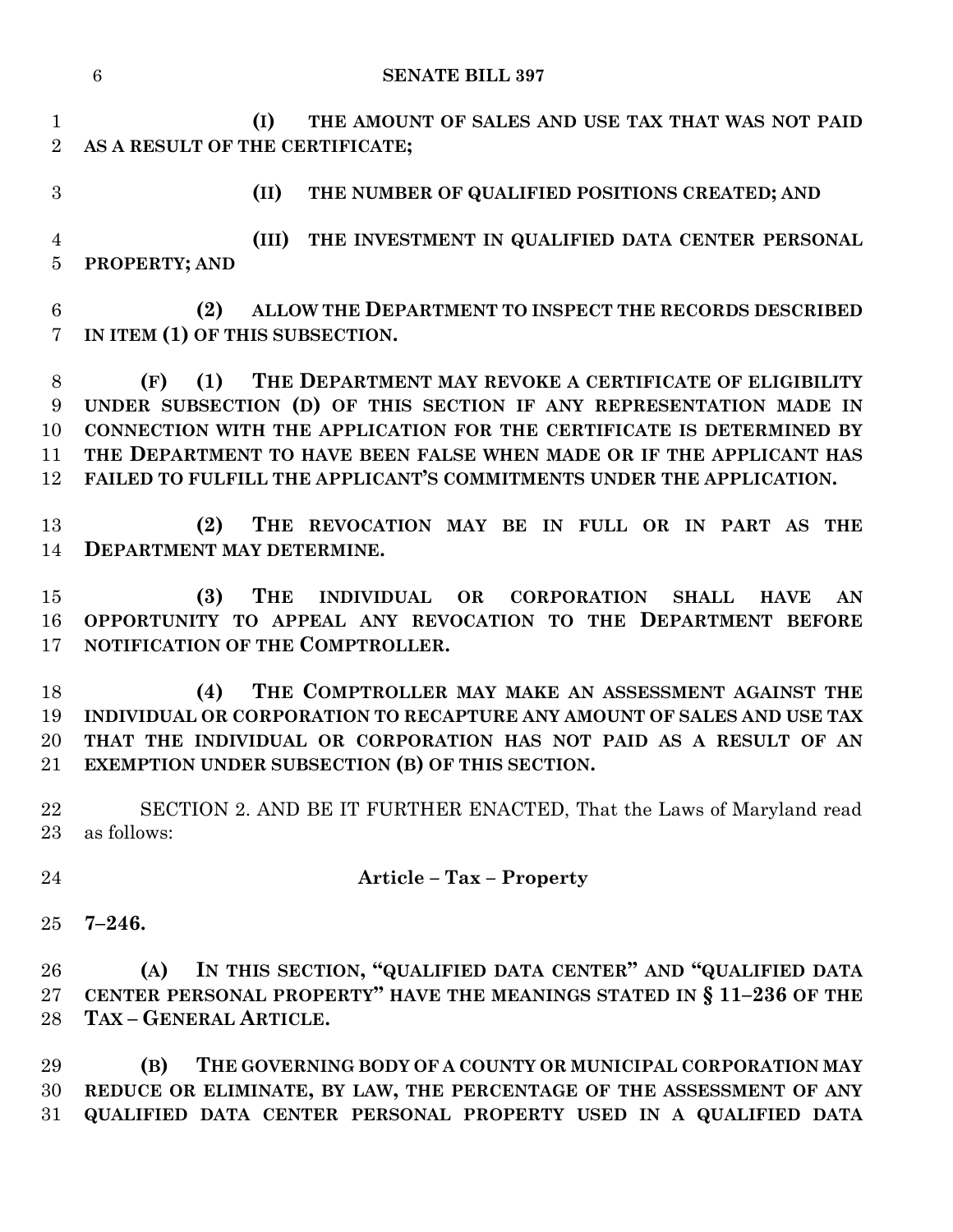**(I) THE AMOUNT OF SALES AND USE TAX THAT WAS NOT PAID AS A RESULT OF THE CERTIFICATE;**

**(II) THE NUMBER OF QUALIFIED POSITIONS CREATED; AND**

**(III) THE INVESTMENT IN QUALIFIED DATA CENTER PERSONAL PROPERTY; AND**

**(2) ALLOW THE DEPARTMENT TO INSPECT THE RECORDS DESCRIBED IN ITEM (1) OF THIS SUBSECTION.**

**(F) (1) THE DEPARTMENT MAY REVOKE A CERTIFICATE OF ELIGIBILITY UNDER SUBSECTION (D) OF THIS SECTION IF ANY REPRESENTATION MADE IN CONNECTION WITH THE APPLICATION FOR THE CERTIFICATE IS DETERMINED BY THE DEPARTMENT TO HAVE BEEN FALSE WHEN MADE OR IF THE APPLICANT HAS FAILED TO FULFILL THE APPLICANT'S COMMITMENTS UNDER THE APPLICATION.**

**(2) THE REVOCATION MAY BE IN FULL OR IN PART AS THE DEPARTMENT MAY DETERMINE.**

**(3) THE INDIVIDUAL OR CORPORATION SHALL HAVE AN OPPORTUNITY TO APPEAL ANY REVOCATION TO THE DEPARTMENT BEFORE NOTIFICATION OF THE COMPTROLLER.**

**(4) THE COMPTROLLER MAY MAKE AN ASSESSMENT AGAINST THE INDIVIDUAL OR CORPORATION TO RECAPTURE ANY AMOUNT OF SALES AND USE TAX THAT THE INDIVIDUAL OR CORPORATION HAS NOT PAID AS A RESULT OF AN EXEMPTION UNDER SUBSECTION (B) OF THIS SECTION.**

SECTION 2. AND BE IT FURTHER ENACTED, That the Laws of Maryland read as follows:

**Article – Tax – Property**

**7–246.**

**(A) IN THIS SECTION, "QUALIFIED DATA CENTER" AND "QUALIFIED DATA CENTER PERSONAL PROPERTY" HAVE THE MEANINGS STATED IN § 11–236 OF THE TAX – GENERAL ARTICLE.**

**(B) THE GOVERNING BODY OF A COUNTY OR MUNICIPAL CORPORATION MAY REDUCE OR ELIMINATE, BY LAW, THE PERCENTAGE OF THE ASSESSMENT OF ANY QUALIFIED DATA CENTER PERSONAL PROPERTY USED IN A QUALIFIED DATA**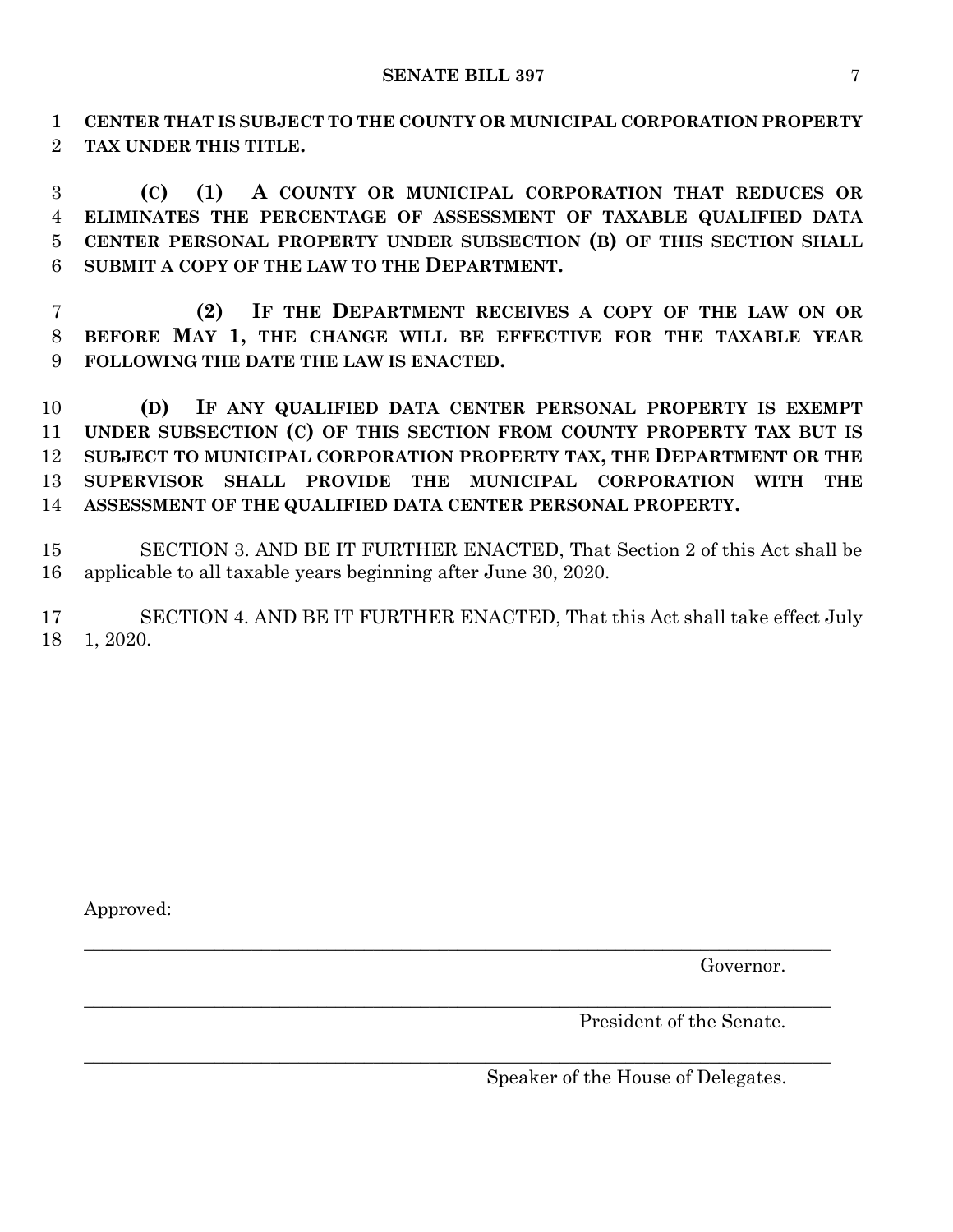**CENTER THAT IS SUBJECT TO THE COUNTY OR MUNICIPAL CORPORATION PROPERTY TAX UNDER THIS TITLE.**

**(C) (1) A COUNTY OR MUNICIPAL CORPORATION THAT REDUCES OR ELIMINATES THE PERCENTAGE OF ASSESSMENT OF TAXABLE QUALIFIED DATA CENTER PERSONAL PROPERTY UNDER SUBSECTION (B) OF THIS SECTION SHALL SUBMIT A COPY OF THE LAW TO THE DEPARTMENT.**

**(2) IF THE DEPARTMENT RECEIVES A COPY OF THE LAW ON OR BEFORE MAY 1, THE CHANGE WILL BE EFFECTIVE FOR THE TAXABLE YEAR FOLLOWING THE DATE THE LAW IS ENACTED.**

**(D) IF ANY QUALIFIED DATA CENTER PERSONAL PROPERTY IS EXEMPT UNDER SUBSECTION (C) OF THIS SECTION FROM COUNTY PROPERTY TAX BUT IS SUBJECT TO MUNICIPAL CORPORATION PROPERTY TAX, THE DEPARTMENT OR THE SUPERVISOR SHALL PROVIDE THE MUNICIPAL CORPORATION WITH THE ASSESSMENT OF THE QUALIFIED DATA CENTER PERSONAL PROPERTY.**

SECTION 3. AND BE IT FURTHER ENACTED, That Section 2 of this Act shall be applicable to all taxable years beginning after June 30, 2020.

SECTION 4. AND BE IT FURTHER ENACTED, That this Act shall take effect July 1, 2020.

Approved:

\_\_\_\_\_\_\_\_\_\_\_\_\_\_\_\_\_\_\_\_\_\_\_\_\_\_\_\_\_\_\_\_\_\_\_\_\_\_\_\_\_\_\_\_\_\_\_\_\_\_\_\_\_\_\_\_\_\_\_\_\_\_\_\_\_\_\_\_\_\_

Governor.

\_\_\_\_\_\_\_\_\_\_\_\_\_\_\_\_\_\_\_\_\_\_\_\_\_\_\_\_\_\_\_\_\_\_\_\_\_\_\_\_\_\_\_\_\_\_\_\_\_\_\_\_\_\_\_\_\_\_\_\_\_\_\_\_\_\_\_\_\_\_

President of the Senate.

\_\_\_\_\_\_\_\_\_\_\_\_\_\_\_\_\_\_\_\_\_\_\_\_\_\_\_\_\_\_\_\_\_\_\_\_\_\_\_\_\_\_\_\_\_\_\_\_\_\_\_\_\_\_\_\_\_\_\_\_\_\_\_\_\_\_\_\_\_\_

Speaker of the House of Delegates.